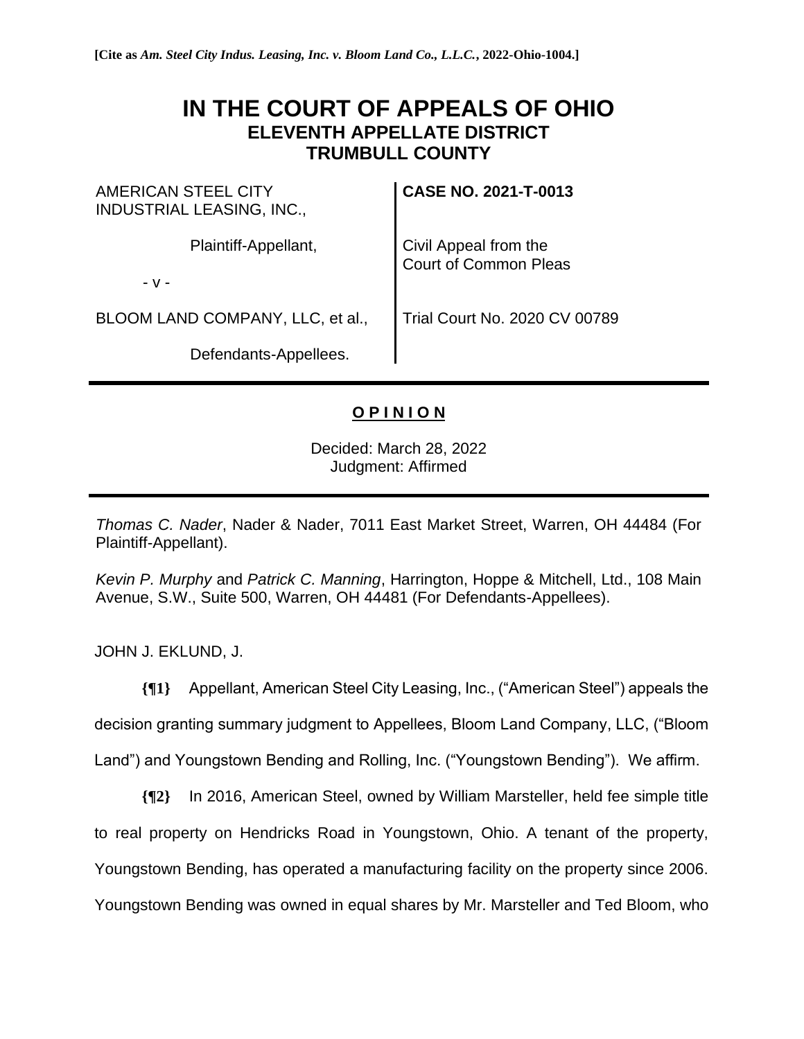[Cite as *Am. Steel City Indus. Leasing, Inc. v. Bloom Land Co., L.L.C.*, 2022-Ohio-1004.]

# IN THE COURT OF APPEALS OF OHIO
## ELEVENTH APPELLATE DISTRICT
## TRUMBULL COUNTY

| | |
|---|---|
| AMERICAN STEEL CITY INDUSTRIAL LEASING, INC., | **CASE NO. 2021-T-0013** |
| Plaintiff-Appellant, | Civil Appeal from the Court of Common Pleas |
| - v - | |
| BLOOM LAND COMPANY, LLC, et al., | Trial Court No. 2020 CV 00789 |
| Defendants-Appellees. | |

**O P I N I O N**

Decided: March 28, 2022
Judgment: Affirmed

*Thomas C. Nader*, Nader & Nader, 7011 East Market Street, Warren, OH 44484 (For Plaintiff-Appellant).

*Kevin P. Murphy* and *Patrick C. Manning*, Harrington, Hoppe & Mitchell, Ltd., 108 Main Avenue, S.W., Suite 500, Warren, OH 44481 (For Defendants-Appellees).

JOHN J. EKLUND, J.

**{¶1}** Appellant, American Steel City Leasing, Inc., ("American Steel") appeals the decision granting summary judgment to Appellees, Bloom Land Company, LLC, ("Bloom Land") and Youngstown Bending and Rolling, Inc. ("Youngstown Bending"). We affirm.

**{¶2}** In 2016, American Steel, owned by William Marsteller, held fee simple title to real property on Hendricks Road in Youngstown, Ohio. A tenant of the property, Youngstown Bending, has operated a manufacturing facility on the property since 2006. Youngstown Bending was owned in equal shares by Mr. Marsteller and Ted Bloom, who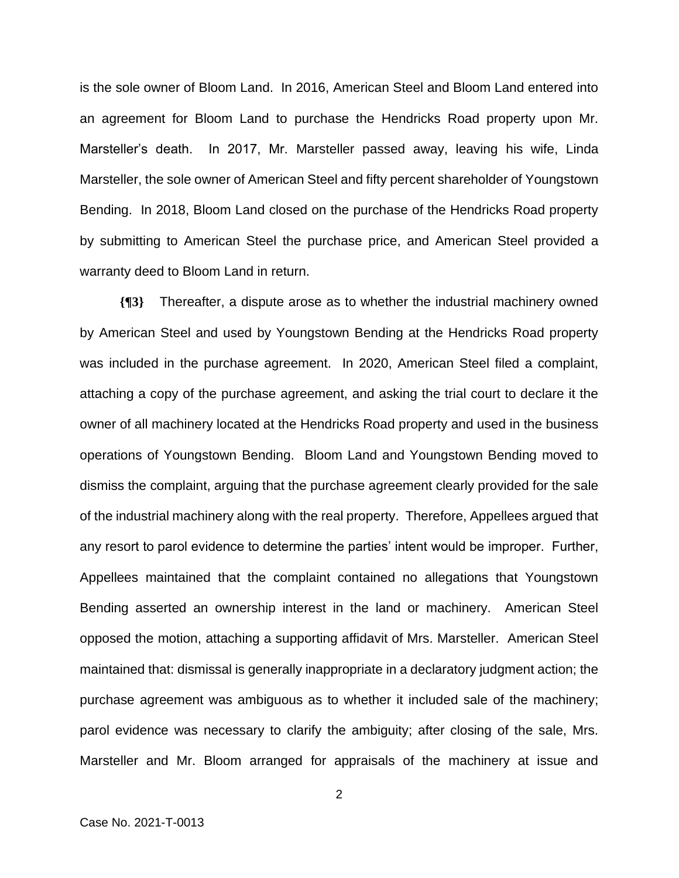is the sole owner of Bloom Land. In 2016, American Steel and Bloom Land entered into an agreement for Bloom Land to purchase the Hendricks Road property upon Mr. Marsteller's death. In 2017, Mr. Marsteller passed away, leaving his wife, Linda Marsteller, the sole owner of American Steel and fifty percent shareholder of Youngstown Bending. In 2018, Bloom Land closed on the purchase of the Hendricks Road property by submitting to American Steel the purchase price, and American Steel provided a warranty deed to Bloom Land in return.

**{¶3}** Thereafter, a dispute arose as to whether the industrial machinery owned by American Steel and used by Youngstown Bending at the Hendricks Road property was included in the purchase agreement. In 2020, American Steel filed a complaint, attaching a copy of the purchase agreement, and asking the trial court to declare it the owner of all machinery located at the Hendricks Road property and used in the business operations of Youngstown Bending. Bloom Land and Youngstown Bending moved to dismiss the complaint, arguing that the purchase agreement clearly provided for the sale of the industrial machinery along with the real property. Therefore, Appellees argued that any resort to parol evidence to determine the parties' intent would be improper. Further, Appellees maintained that the complaint contained no allegations that Youngstown Bending asserted an ownership interest in the land or machinery. American Steel opposed the motion, attaching a supporting affidavit of Mrs. Marsteller. American Steel maintained that: dismissal is generally inappropriate in a declaratory judgment action; the purchase agreement was ambiguous as to whether it included sale of the machinery; parol evidence was necessary to clarify the ambiguity; after closing of the sale, Mrs. Marsteller and Mr. Bloom arranged for appraisals of the machinery at issue and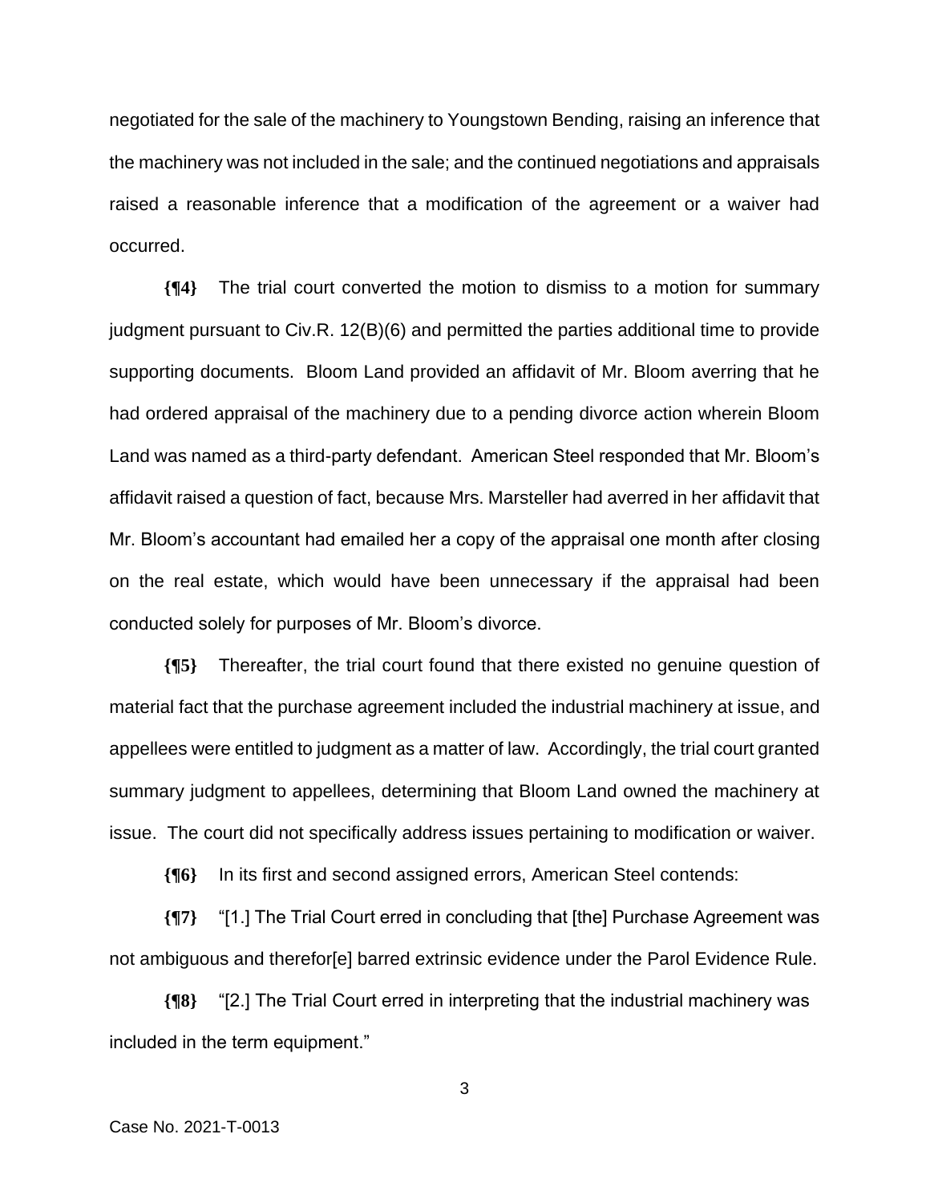negotiated for the sale of the machinery to Youngstown Bending, raising an inference that the machinery was not included in the sale; and the continued negotiations and appraisals raised a reasonable inference that a modification of the agreement or a waiver had occurred.

**{¶4}** The trial court converted the motion to dismiss to a motion for summary judgment pursuant to Civ.R. 12(B)(6) and permitted the parties additional time to provide supporting documents. Bloom Land provided an affidavit of Mr. Bloom averring that he had ordered appraisal of the machinery due to a pending divorce action wherein Bloom Land was named as a third-party defendant. American Steel responded that Mr. Bloom's affidavit raised a question of fact, because Mrs. Marsteller had averred in her affidavit that Mr. Bloom's accountant had emailed her a copy of the appraisal one month after closing on the real estate, which would have been unnecessary if the appraisal had been conducted solely for purposes of Mr. Bloom's divorce.

**{¶5}** Thereafter, the trial court found that there existed no genuine question of material fact that the purchase agreement included the industrial machinery at issue, and appellees were entitled to judgment as a matter of law. Accordingly, the trial court granted summary judgment to appellees, determining that Bloom Land owned the machinery at issue. The court did not specifically address issues pertaining to modification or waiver.

**{¶6}** In its first and second assigned errors, American Steel contends:

**{¶7}** "[1.] The Trial Court erred in concluding that [the] Purchase Agreement was not ambiguous and therefor[e] barred extrinsic evidence under the Parol Evidence Rule.

**{¶8}** "[2.] The Trial Court erred in interpreting that the industrial machinery was included in the term equipment."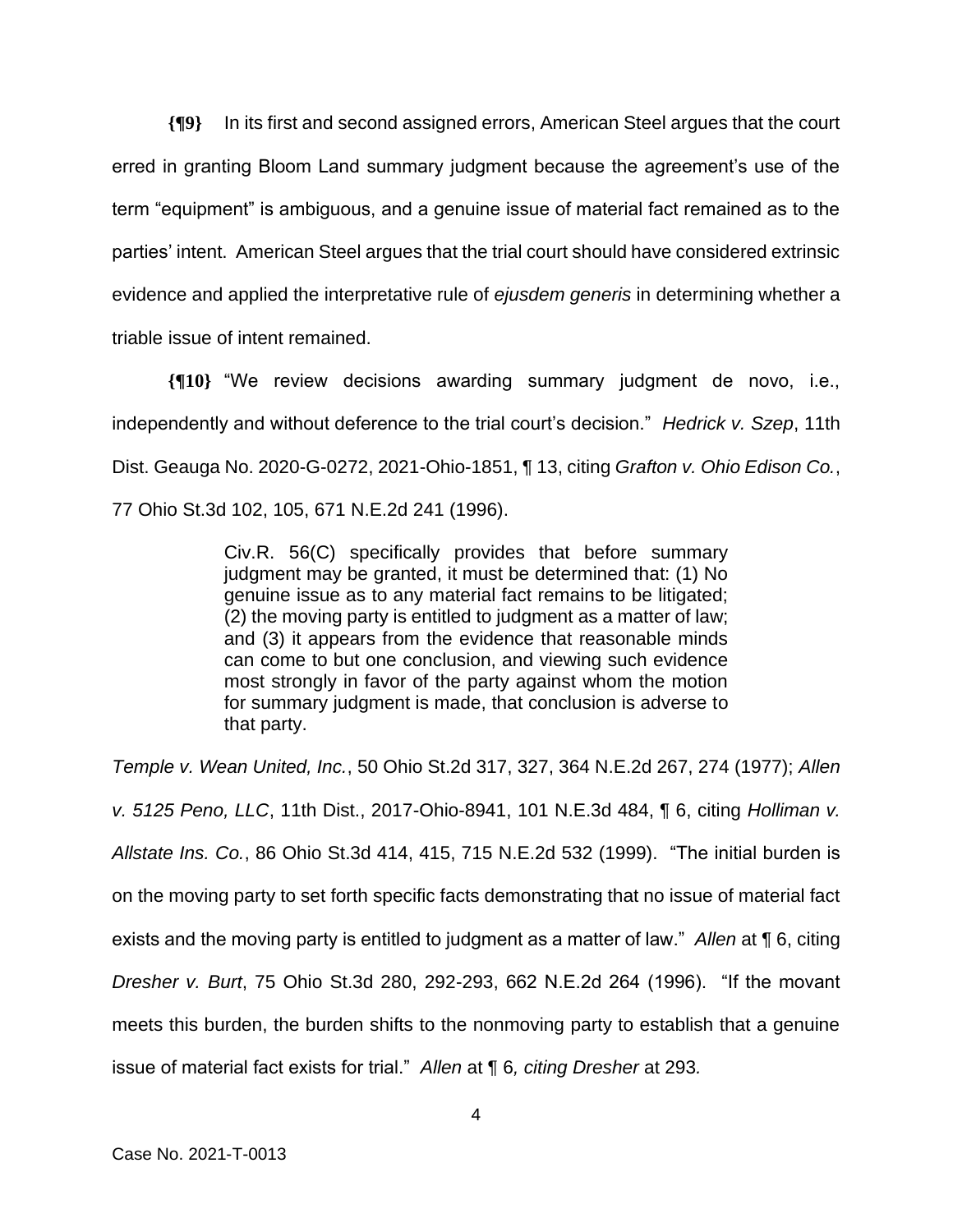**{¶9}** In its first and second assigned errors, American Steel argues that the court erred in granting Bloom Land summary judgment because the agreement's use of the term "equipment" is ambiguous, and a genuine issue of material fact remained as to the parties' intent. American Steel argues that the trial court should have considered extrinsic evidence and applied the interpretative rule of *ejusdem generis* in determining whether a triable issue of intent remained.

**{¶10}** "We review decisions awarding summary judgment de novo, i.e., independently and without deference to the trial court's decision." *Hedrick v. Szep*, 11th Dist. Geauga No. 2020-G-0272, 2021-Ohio-1851, ¶ 13, citing *Grafton v. Ohio Edison Co.*, 77 Ohio St.3d 102, 105, 671 N.E.2d 241 (1996).

> Civ.R. 56(C) specifically provides that before summary judgment may be granted, it must be determined that: (1) No genuine issue as to any material fact remains to be litigated; (2) the moving party is entitled to judgment as a matter of law; and (3) it appears from the evidence that reasonable minds can come to but one conclusion, and viewing such evidence most strongly in favor of the party against whom the motion for summary judgment is made, that conclusion is adverse to that party.

*Temple v. Wean United, Inc.*, 50 Ohio St.2d 317, 327, 364 N.E.2d 267, 274 (1977); *Allen v. 5125 Peno, LLC*, 11th Dist., 2017-Ohio-8941, 101 N.E.3d 484, ¶ 6, citing *Holliman v. Allstate Ins. Co.*, 86 Ohio St.3d 414, 415, 715 N.E.2d 532 (1999). "The initial burden is on the moving party to set forth specific facts demonstrating that no issue of material fact exists and the moving party is entitled to judgment as a matter of law." *Allen* at ¶ 6, citing *Dresher v. Burt*, 75 Ohio St.3d 280, 292-293, 662 N.E.2d 264 (1996). "If the movant meets this burden, the burden shifts to the nonmoving party to establish that a genuine issue of material fact exists for trial." *Allen* at ¶ 6*, citing Dresher* at 293*.*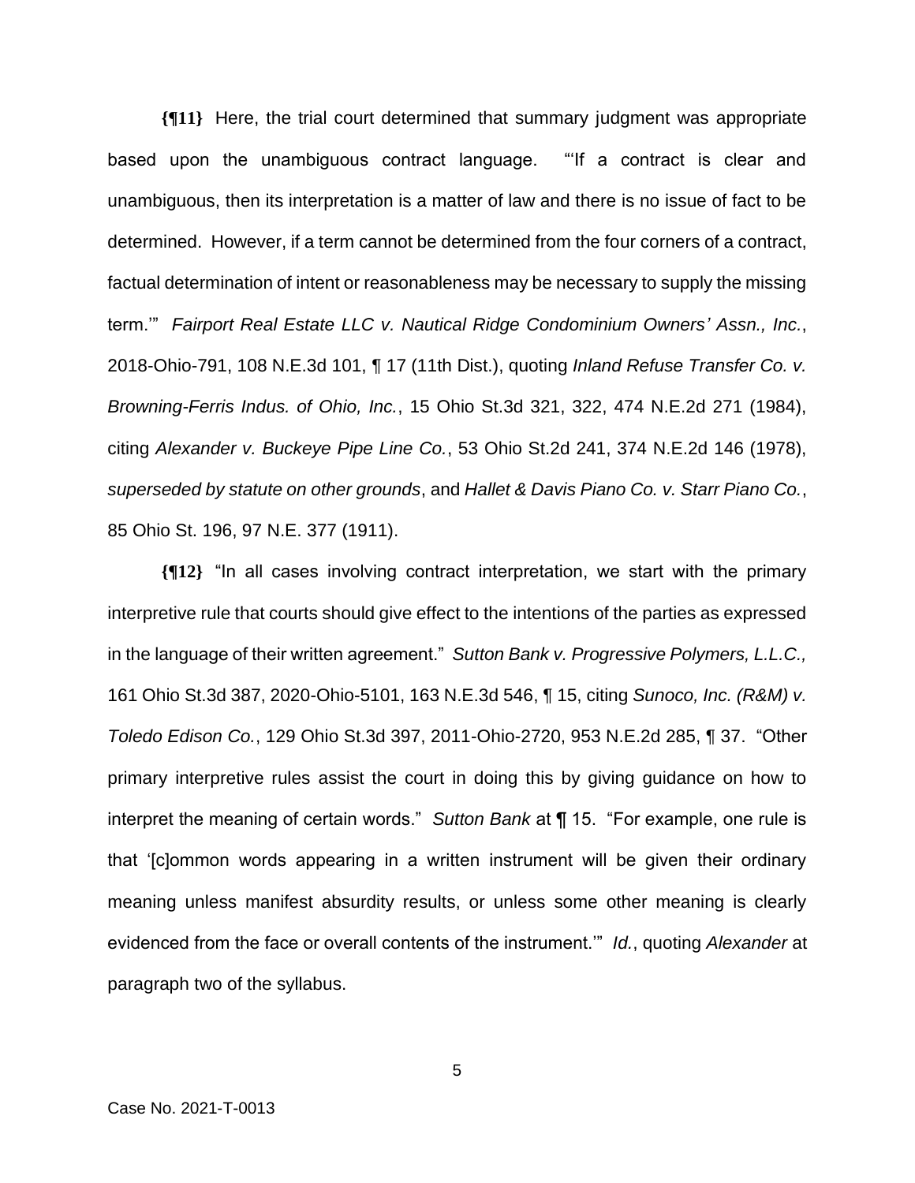**{¶11}** Here, the trial court determined that summary judgment was appropriate based upon the unambiguous contract language. "'If a contract is clear and unambiguous, then its interpretation is a matter of law and there is no issue of fact to be determined. However, if a term cannot be determined from the four corners of a contract, factual determination of intent or reasonableness may be necessary to supply the missing term.'" *Fairport Real Estate LLC v. Nautical Ridge Condominium Owners' Assn., Inc.*, 2018-Ohio-791, 108 N.E.3d 101, ¶ 17 (11th Dist.), quoting *Inland Refuse Transfer Co. v. Browning-Ferris Indus. of Ohio, Inc.*, 15 Ohio St.3d 321, 322, 474 N.E.2d 271 (1984), citing *Alexander v. Buckeye Pipe Line Co.*, 53 Ohio St.2d 241, 374 N.E.2d 146 (1978), *superseded by statute on other grounds*, and *Hallet & Davis Piano Co. v. Starr Piano Co.*, 85 Ohio St. 196, 97 N.E. 377 (1911).

**{¶12}** "In all cases involving contract interpretation, we start with the primary interpretive rule that courts should give effect to the intentions of the parties as expressed in the language of their written agreement." *Sutton Bank v. Progressive Polymers, L.L.C.,* 161 Ohio St.3d 387, 2020-Ohio-5101, 163 N.E.3d 546, ¶ 15, citing *Sunoco, Inc. (R&M) v. Toledo Edison Co.*, 129 Ohio St.3d 397, 2011-Ohio-2720, 953 N.E.2d 285, ¶ 37. "Other primary interpretive rules assist the court in doing this by giving guidance on how to interpret the meaning of certain words." *Sutton Bank* at ¶ 15. "For example, one rule is that '[c]ommon words appearing in a written instrument will be given their ordinary meaning unless manifest absurdity results, or unless some other meaning is clearly evidenced from the face or overall contents of the instrument.'" *Id.*, quoting *Alexander* at paragraph two of the syllabus.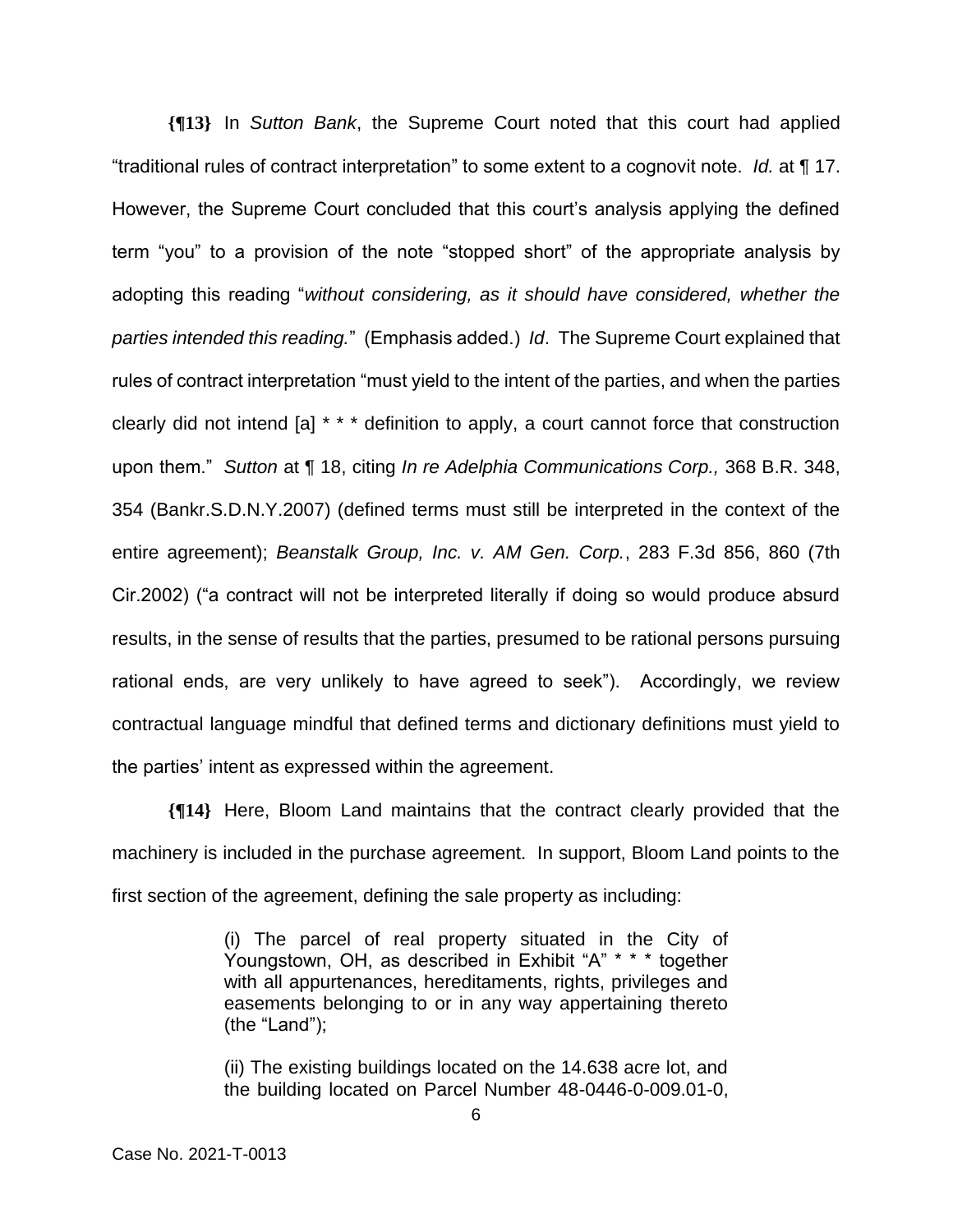**{¶13}** In *Sutton Bank*, the Supreme Court noted that this court had applied "traditional rules of contract interpretation" to some extent to a cognovit note. *Id.* at ¶ 17. However, the Supreme Court concluded that this court's analysis applying the defined term "you" to a provision of the note "stopped short" of the appropriate analysis by adopting this reading "*without considering, as it should have considered, whether the parties intended this reading.*" (Emphasis added.) *Id*. The Supreme Court explained that rules of contract interpretation "must yield to the intent of the parties, and when the parties clearly did not intend [a] * * * definition to apply, a court cannot force that construction upon them." *Sutton* at ¶ 18, citing *In re Adelphia Communications Corp.,* 368 B.R. 348, 354 (Bankr.S.D.N.Y.2007) (defined terms must still be interpreted in the context of the entire agreement); *Beanstalk Group, Inc. v. AM Gen. Corp.*, 283 F.3d 856, 860 (7th Cir.2002) ("a contract will not be interpreted literally if doing so would produce absurd results, in the sense of results that the parties, presumed to be rational persons pursuing rational ends, are very unlikely to have agreed to seek"). Accordingly, we review contractual language mindful that defined terms and dictionary definitions must yield to the parties' intent as expressed within the agreement.

**{¶14}** Here, Bloom Land maintains that the contract clearly provided that the machinery is included in the purchase agreement. In support, Bloom Land points to the first section of the agreement, defining the sale property as including:

> (i) The parcel of real property situated in the City of Youngstown, OH, as described in Exhibit "A" * * * together with all appurtenances, hereditaments, rights, privileges and easements belonging to or in any way appertaining thereto (the "Land");
>
> (ii) The existing buildings located on the 14.638 acre lot, and the building located on Parcel Number 48-0446-0-009.01-0,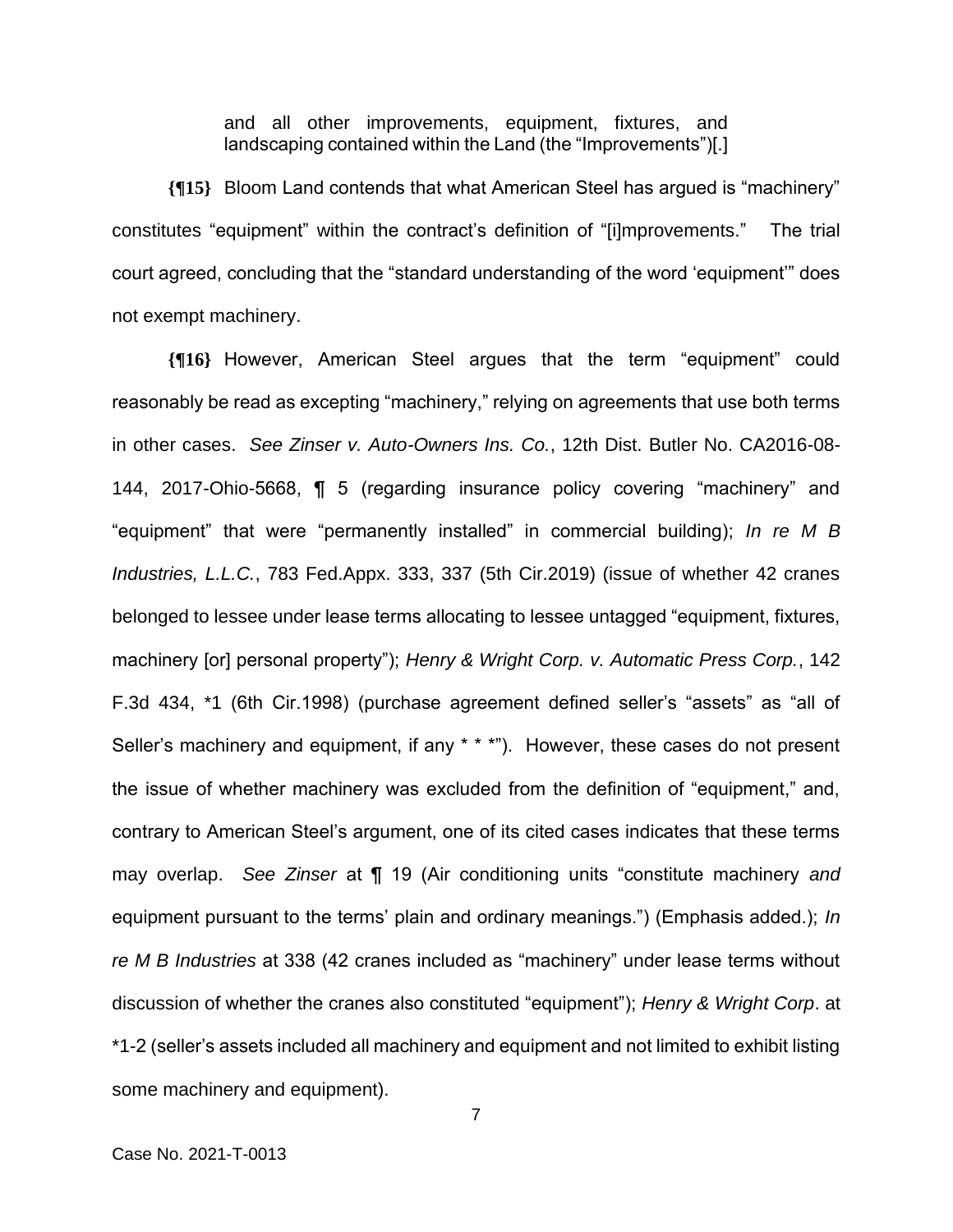> and all other improvements, equipment, fixtures, and landscaping contained within the Land (the "Improvements")[.]

**{¶15}** Bloom Land contends that what American Steel has argued is "machinery" constitutes "equipment" within the contract's definition of "[i]mprovements." The trial court agreed, concluding that the "standard understanding of the word 'equipment'" does not exempt machinery.

**{¶16}** However, American Steel argues that the term "equipment" could reasonably be read as excepting "machinery," relying on agreements that use both terms in other cases. *See Zinser v. Auto-Owners Ins. Co.*, 12th Dist. Butler No. CA2016-08-144, 2017-Ohio-5668, ¶ 5 (regarding insurance policy covering "machinery" and "equipment" that were "permanently installed" in commercial building); *In re M B Industries, L.L.C.*, 783 Fed.Appx. 333, 337 (5th Cir.2019) (issue of whether 42 cranes belonged to lessee under lease terms allocating to lessee untagged "equipment, fixtures, machinery [or] personal property"); *Henry & Wright Corp. v. Automatic Press Corp.*, 142 F.3d 434, *1 (6th Cir.1998) (purchase agreement defined seller's "assets" as "all of Seller's machinery and equipment, if any * * *"). However, these cases do not present the issue of whether machinery was excluded from the definition of "equipment," and, contrary to American Steel's argument, one of its cited cases indicates that these terms may overlap. *See Zinser* at ¶ 19 (Air conditioning units "constitute machinery *and* equipment pursuant to the terms' plain and ordinary meanings.") (Emphasis added.); *In re M B Industries* at 338 (42 cranes included as "machinery" under lease terms without discussion of whether the cranes also constituted "equipment"); *Henry & Wright Corp*. at *1-2 (seller's assets included all machinery and equipment and not limited to exhibit listing some machinery and equipment).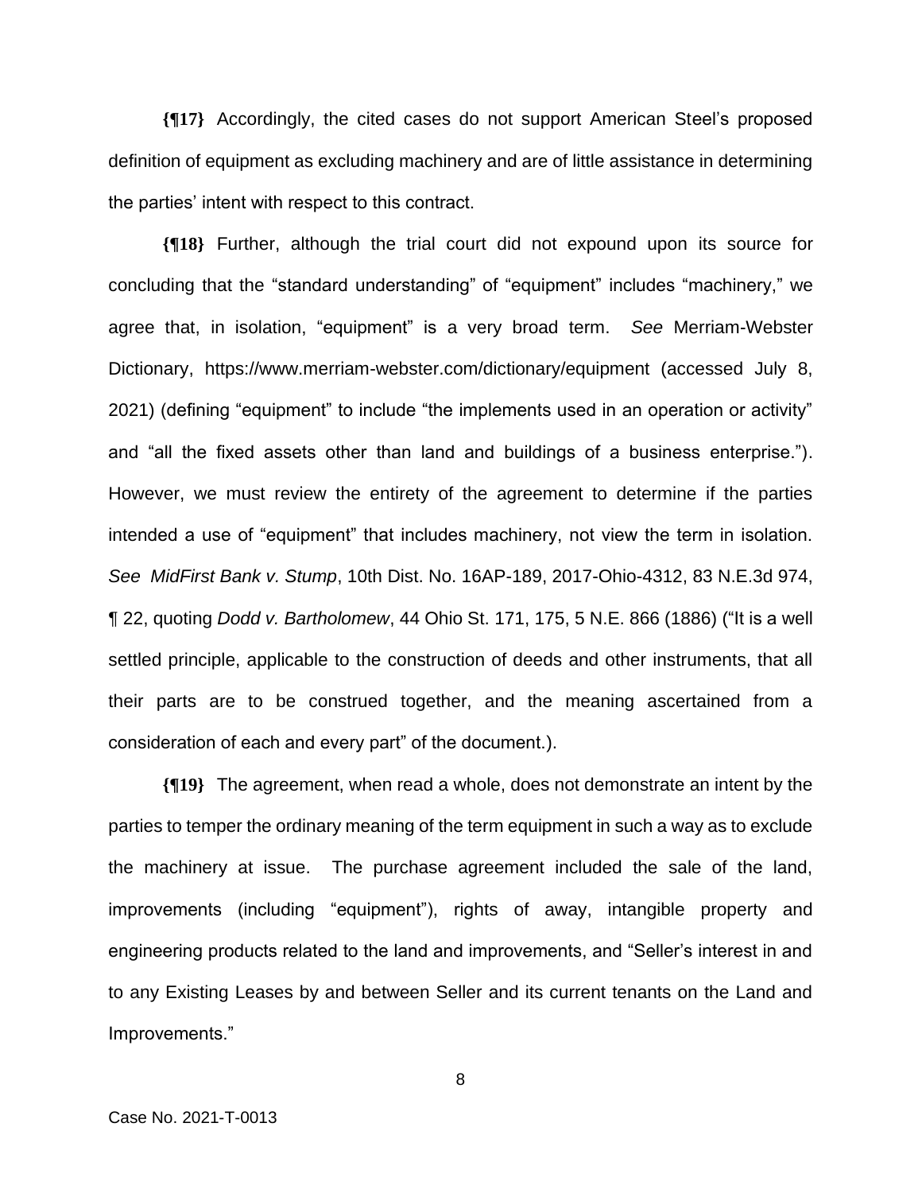**{¶17}** Accordingly, the cited cases do not support American Steel's proposed definition of equipment as excluding machinery and are of little assistance in determining the parties' intent with respect to this contract.

**{¶18}** Further, although the trial court did not expound upon its source for concluding that the "standard understanding" of "equipment" includes "machinery," we agree that, in isolation, "equipment" is a very broad term. *See* Merriam-Webster Dictionary, https://www.merriam-webster.com/dictionary/equipment (accessed July 8, 2021) (defining "equipment" to include "the implements used in an operation or activity" and "all the fixed assets other than land and buildings of a business enterprise."). However, we must review the entirety of the agreement to determine if the parties intended a use of "equipment" that includes machinery, not view the term in isolation. *See MidFirst Bank v. Stump*, 10th Dist. No. 16AP-189, 2017-Ohio-4312, 83 N.E.3d 974, ¶ 22, quoting *Dodd v. Bartholomew*, 44 Ohio St. 171, 175, 5 N.E. 866 (1886) ("It is a well settled principle, applicable to the construction of deeds and other instruments, that all their parts are to be construed together, and the meaning ascertained from a consideration of each and every part" of the document.).

**{¶19}** The agreement, when read a whole, does not demonstrate an intent by the parties to temper the ordinary meaning of the term equipment in such a way as to exclude the machinery at issue. The purchase agreement included the sale of the land, improvements (including "equipment"), rights of away, intangible property and engineering products related to the land and improvements, and "Seller's interest in and to any Existing Leases by and between Seller and its current tenants on the Land and Improvements."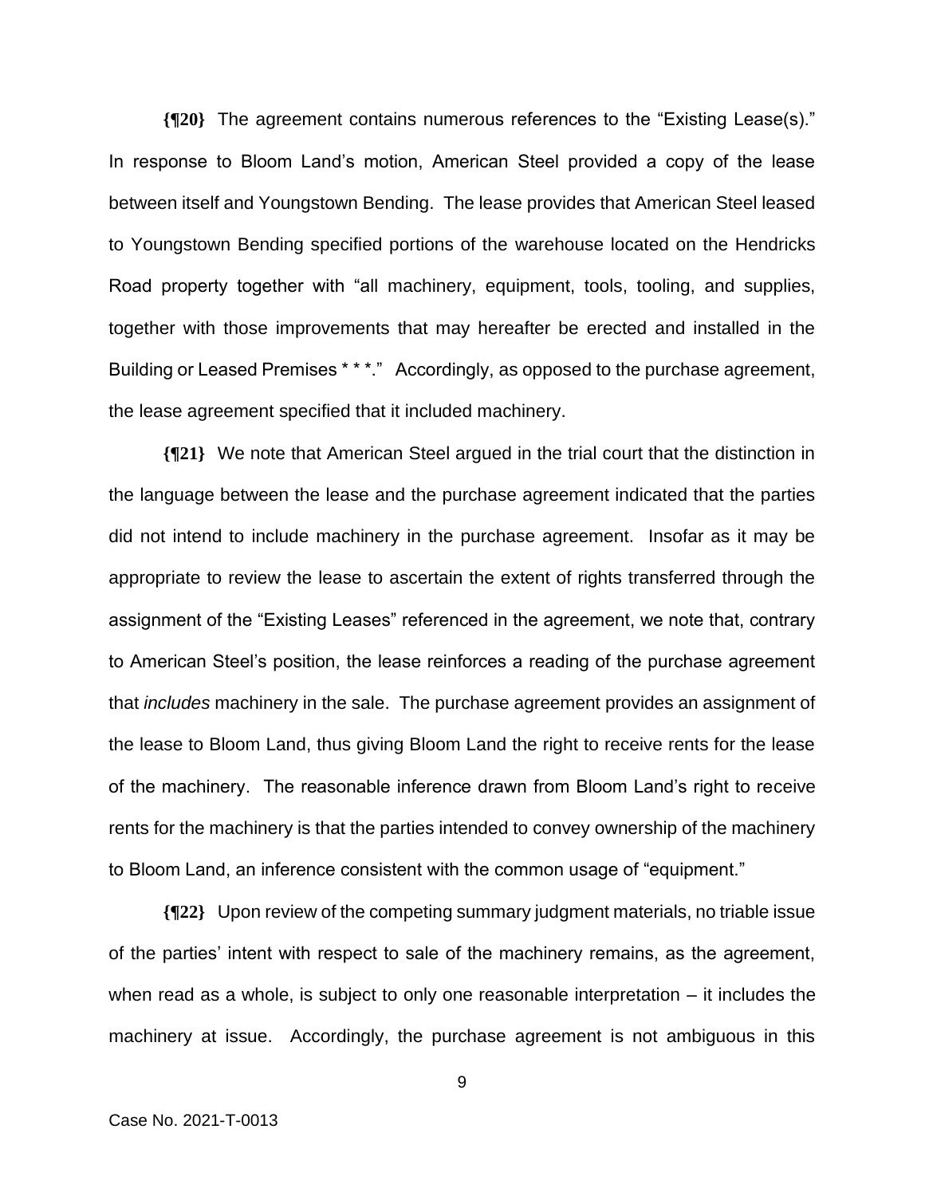**{¶20}** The agreement contains numerous references to the "Existing Lease(s)." In response to Bloom Land's motion, American Steel provided a copy of the lease between itself and Youngstown Bending. The lease provides that American Steel leased to Youngstown Bending specified portions of the warehouse located on the Hendricks Road property together with "all machinery, equipment, tools, tooling, and supplies, together with those improvements that may hereafter be erected and installed in the Building or Leased Premises * * *." Accordingly, as opposed to the purchase agreement, the lease agreement specified that it included machinery.

**{¶21}** We note that American Steel argued in the trial court that the distinction in the language between the lease and the purchase agreement indicated that the parties did not intend to include machinery in the purchase agreement. Insofar as it may be appropriate to review the lease to ascertain the extent of rights transferred through the assignment of the "Existing Leases" referenced in the agreement, we note that, contrary to American Steel's position, the lease reinforces a reading of the purchase agreement that *includes* machinery in the sale. The purchase agreement provides an assignment of the lease to Bloom Land, thus giving Bloom Land the right to receive rents for the lease of the machinery. The reasonable inference drawn from Bloom Land's right to receive rents for the machinery is that the parties intended to convey ownership of the machinery to Bloom Land, an inference consistent with the common usage of "equipment."

**{¶22}** Upon review of the competing summary judgment materials, no triable issue of the parties' intent with respect to sale of the machinery remains, as the agreement, when read as a whole, is subject to only one reasonable interpretation – it includes the machinery at issue. Accordingly, the purchase agreement is not ambiguous in this

Case No. 2021-T-0013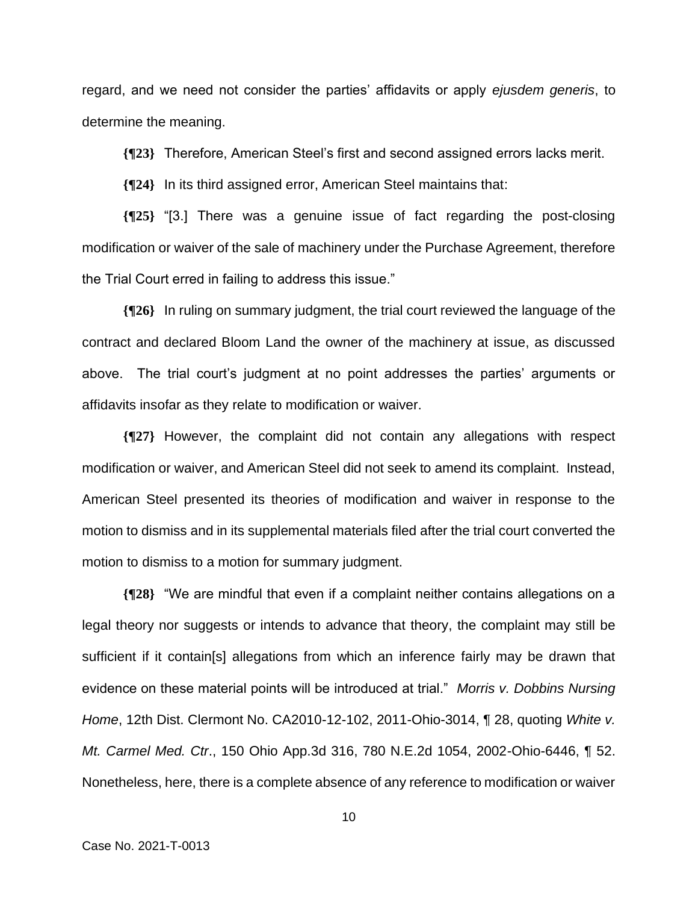regard, and we need not consider the parties' affidavits or apply *ejusdem generis*, to determine the meaning.

**{¶23}** Therefore, American Steel's first and second assigned errors lacks merit.

**{¶24}** In its third assigned error, American Steel maintains that:

**{¶25}** "[3.] There was a genuine issue of fact regarding the post-closing modification or waiver of the sale of machinery under the Purchase Agreement, therefore the Trial Court erred in failing to address this issue."

**{¶26}** In ruling on summary judgment, the trial court reviewed the language of the contract and declared Bloom Land the owner of the machinery at issue, as discussed above. The trial court's judgment at no point addresses the parties' arguments or affidavits insofar as they relate to modification or waiver.

**{¶27}** However, the complaint did not contain any allegations with respect modification or waiver, and American Steel did not seek to amend its complaint. Instead, American Steel presented its theories of modification and waiver in response to the motion to dismiss and in its supplemental materials filed after the trial court converted the motion to dismiss to a motion for summary judgment.

**{¶28}** "We are mindful that even if a complaint neither contains allegations on a legal theory nor suggests or intends to advance that theory, the complaint may still be sufficient if it contain[s] allegations from which an inference fairly may be drawn that evidence on these material points will be introduced at trial." *Morris v. Dobbins Nursing Home*, 12th Dist. Clermont No. CA2010-12-102, 2011-Ohio-3014, ¶ 28, quoting *White v. Mt. Carmel Med. Ctr*., 150 Ohio App.3d 316, 780 N.E.2d 1054, 2002-Ohio-6446, ¶ 52. Nonetheless, here, there is a complete absence of any reference to modification or waiver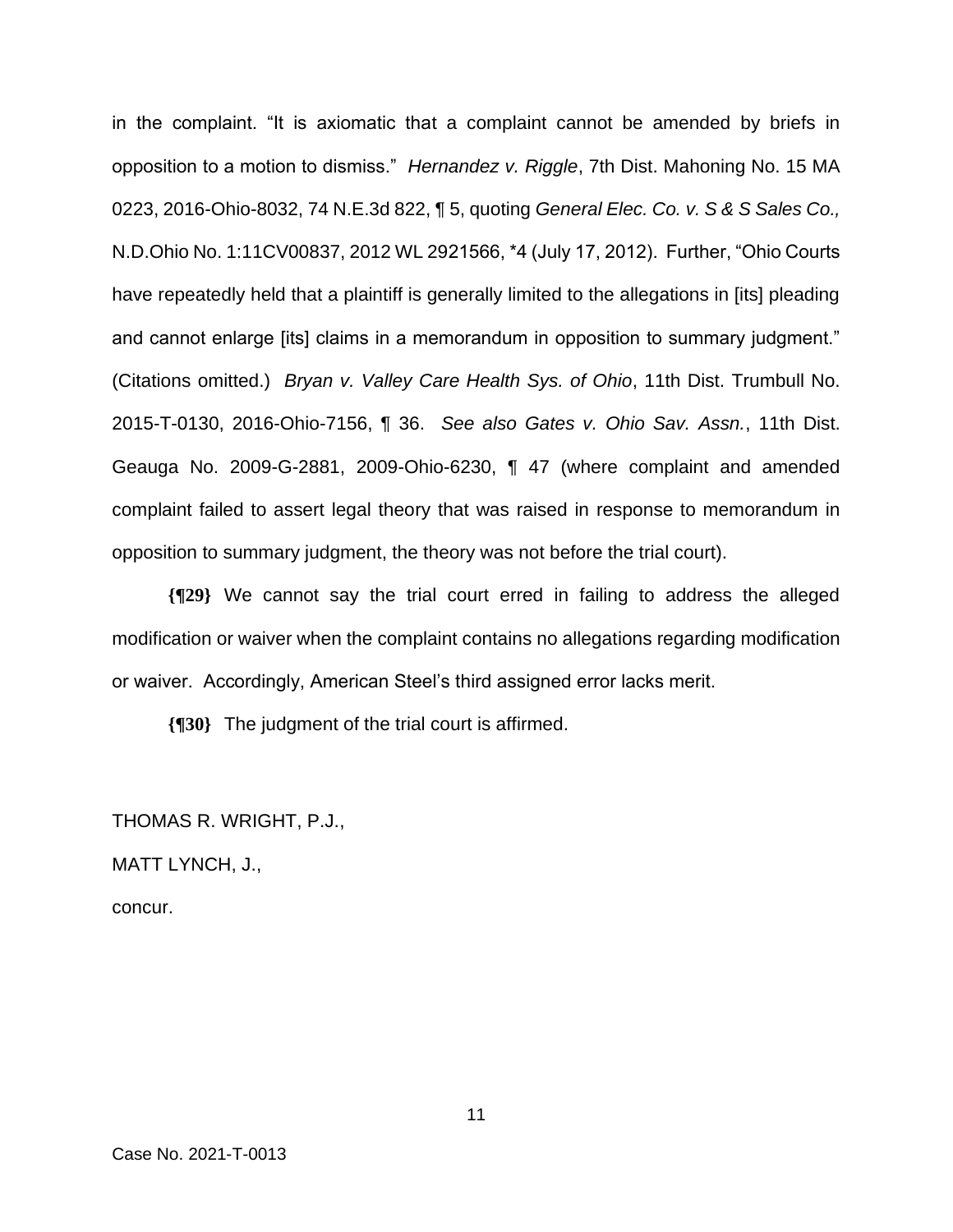in the complaint. "It is axiomatic that a complaint cannot be amended by briefs in opposition to a motion to dismiss." *Hernandez v. Riggle*, 7th Dist. Mahoning No. 15 MA 0223, 2016-Ohio-8032, 74 N.E.3d 822, ¶ 5, quoting *General Elec. Co. v. S & S Sales Co.,* N.D.Ohio No. 1:11CV00837, 2012 WL 2921566, *4 (July 17, 2012). Further, "Ohio Courts have repeatedly held that a plaintiff is generally limited to the allegations in [its] pleading and cannot enlarge [its] claims in a memorandum in opposition to summary judgment." (Citations omitted.) *Bryan v. Valley Care Health Sys. of Ohio*, 11th Dist. Trumbull No. 2015-T-0130, 2016-Ohio-7156, ¶ 36. *See also Gates v. Ohio Sav. Assn.*, 11th Dist. Geauga No. 2009-G-2881, 2009-Ohio-6230, ¶ 47 (where complaint and amended complaint failed to assert legal theory that was raised in response to memorandum in opposition to summary judgment, the theory was not before the trial court).

**{¶29}** We cannot say the trial court erred in failing to address the alleged modification or waiver when the complaint contains no allegations regarding modification or waiver. Accordingly, American Steel's third assigned error lacks merit.

**{¶30}** The judgment of the trial court is affirmed.

THOMAS R. WRIGHT, P.J.,

MATT LYNCH, J.,

concur.